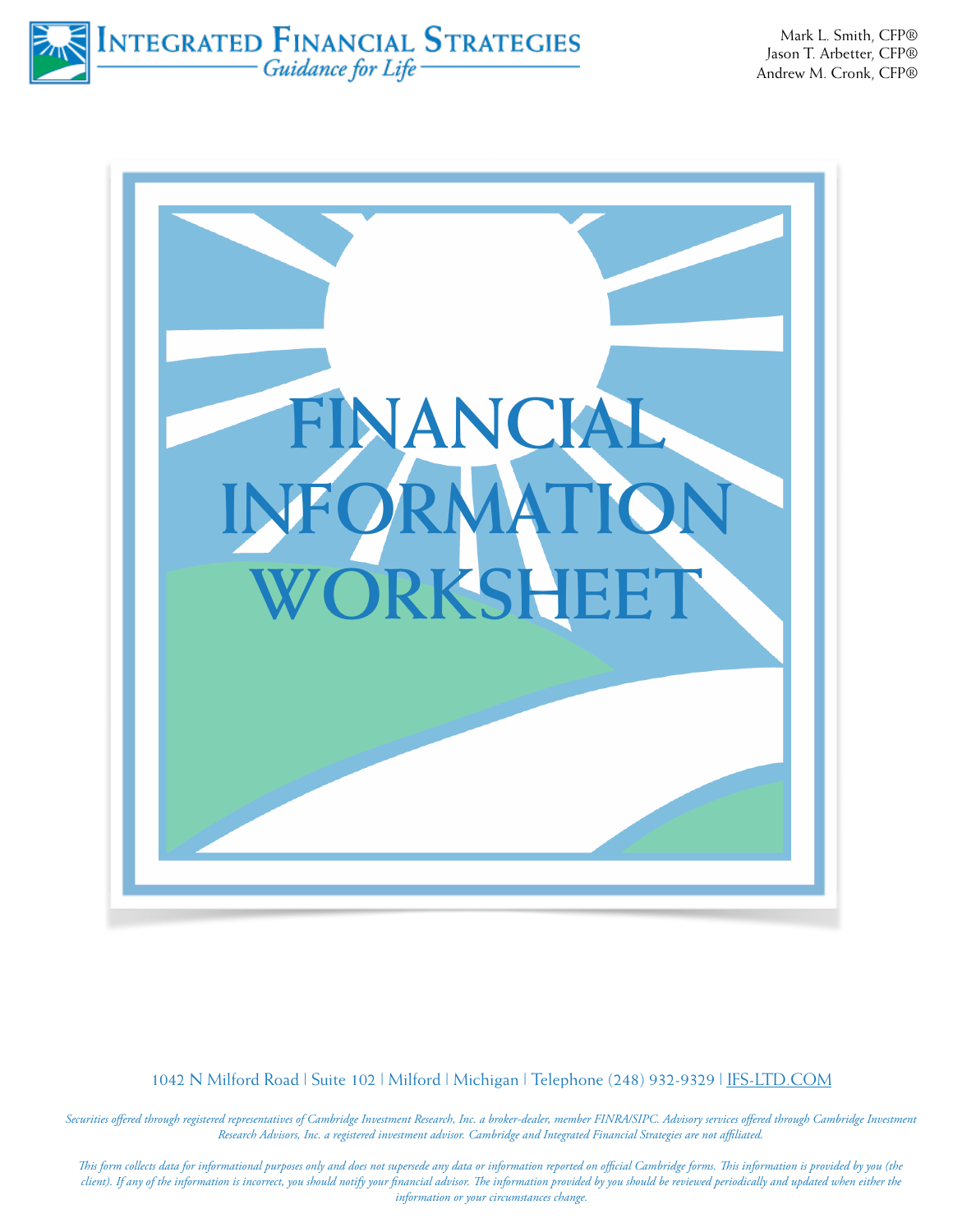# Integrated Financial Strategies

*Guidance for Life*

Mark L. Smith, CFP®
Jason T. Arbetter, CFP®
Andrew M. Cronk, CFP®

# FINANCIAL INFORMATION WORKSHEET

1042 N Milford Road | Suite 102 | Milford | Michigan | Telephone (248) 932-9329 | IFS-LTD.COM

*Securities offered through registered representatives of Cambridge Investment Research, Inc. a broker-dealer, member FINRA/SIPC. Advisory services offered through Cambridge Investment Research Advisors, Inc. a registered investment advisor. Cambridge and Integrated Financial Strategies are not affiliated.*

*This form collects data for informational purposes only and does not supersede any data or information reported on official Cambridge forms. This information is provided by you (the client). If any of the information is incorrect, you should notify your financial advisor. The information provided by you should be reviewed periodically and updated when either the information or your circumstances change.*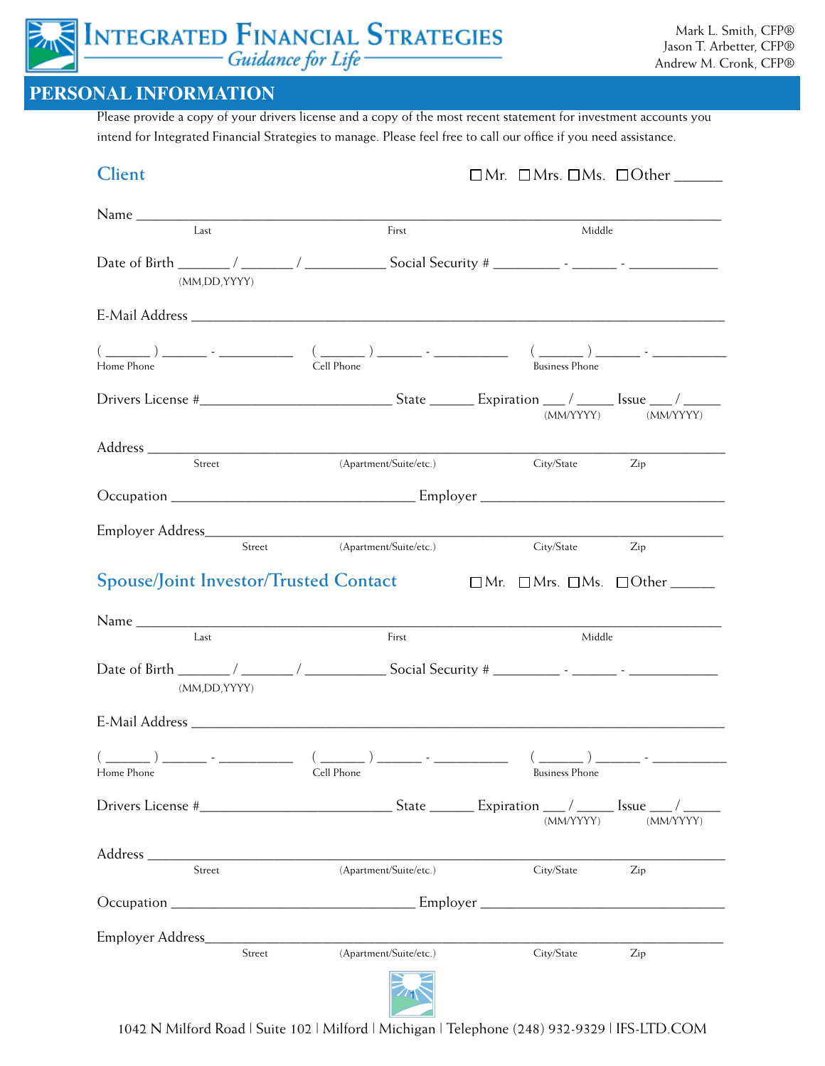# INTEGRATED FINANCIAL STRATEGIES

*Guidance for Life*

Mark L. Smith, CFP®
Jason T. Arbetter, CFP®
Andrew M. Cronk, CFP®

## PERSONAL INFORMATION

Please provide a copy of your drivers license and a copy of the most recent statement for investment accounts you intend for Integrated Financial Strategies to manage. Please feel free to call our office if you need assistance.

### Client

☐ Mr. ☐ Mrs. ☐ Ms. ☐ Other ______

Name ____________________________________________________________________________
Last First Middle

Date of Birth _______ / _______ / ___________ Social Security # _________ - ______ - ____________
(MM,DD,YYYY)

E-Mail Address ______________________________________________________________________

( ______ ) ______ - __________ ( ______ ) ______ - __________ ( ______ ) ______ - __________
Home Phone Cell Phone Business Phone

Drivers License #_________________________ State ______ Expiration ___ / _____ Issue ___ / _____
(MM/YYYY) (MM/YYYY)

Address _____________________________________________________________________________
Street (Apartment/Suite/etc.) City/State Zip

Occupation ________________________________ Employer ________________________________

Employer Address______________________________________________________________________
Street (Apartment/Suite/etc.) City/State Zip

### Spouse/Joint Investor/Trusted Contact

☐ Mr. ☐ Mrs. ☐ Ms. ☐ Other ______

Name ____________________________________________________________________________
Last First Middle

Date of Birth _______ / _______ / ___________ Social Security # _________ - ______ - ____________
(MM,DD,YYYY)

E-Mail Address ______________________________________________________________________

( ______ ) ______ - __________ ( ______ ) ______ - __________ ( ______ ) ______ - __________
Home Phone Cell Phone Business Phone

Drivers License #_________________________ State ______ Expiration ___ / _____ Issue ___ / _____
(MM/YYYY) (MM/YYYY)

Address _____________________________________________________________________________
Street (Apartment/Suite/etc.) City/State Zip

Occupation ________________________________ Employer ________________________________

Employer Address______________________________________________________________________
Street (Apartment/Suite/etc.) City/State Zip

1042 N Milford Road | Suite 102 | Milford | Michigan | Telephone (248) 932-9329 | IFS-LTD.COM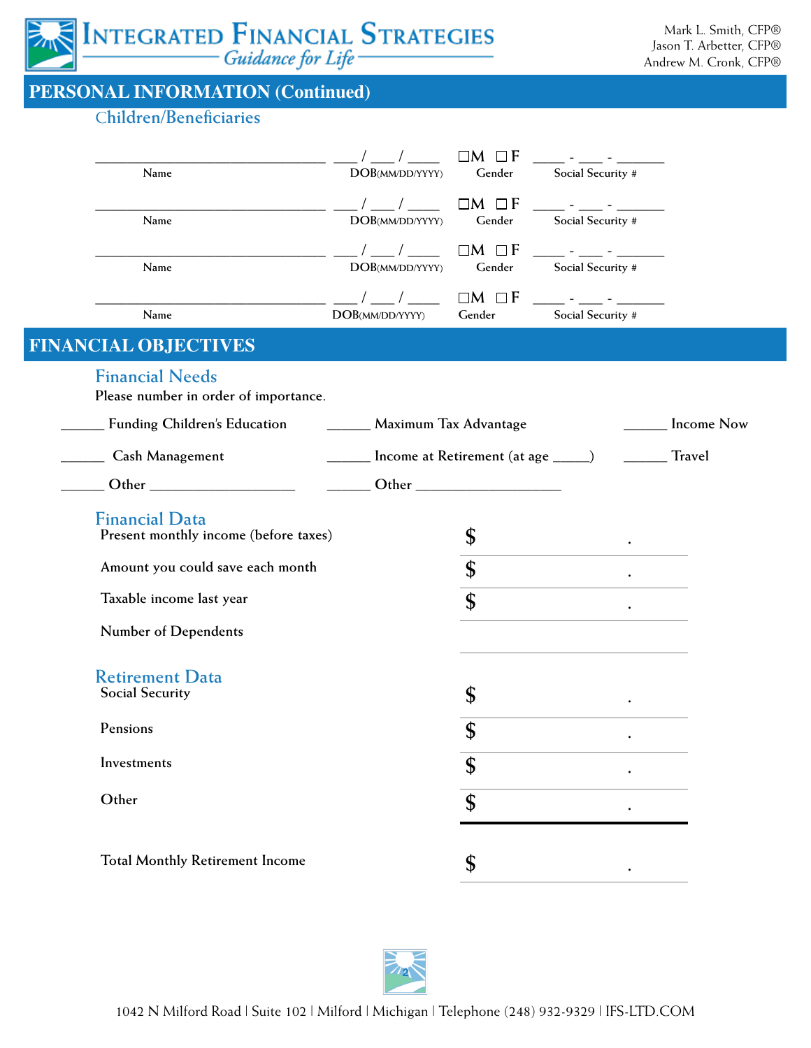# PERSONAL INFORMATION (Continued)

## Children/Beneficiaries

| Name | DOB(MM/DD/YYYY) | Gender | Social Security # |
|---|---|---|---|
| ______________________________ | ___ / ___ / ____ | ☐M ☐F | ____ - ___ - ______ |
| ______________________________ | ___ / ___ / ____ | ☐M ☐F | ____ - ___ - ______ |
| ______________________________ | ___ / ___ / ____ | ☐M ☐F | ____ - ___ - ______ |
| ______________________________ | ___ / ___ / ____ | ☐M ☐F | ____ - ___ - ______ |

# FINANCIAL OBJECTIVES

## Financial Needs

Please number in order of importance.

______ Funding Children's Education ______ Maximum Tax Advantage ______ Income Now

______ Cash Management ______ Income at Retirement (at age _____) ______ Travel

______ Other ___________________ ______ Other ___________________

## Financial Data

| | |
|---|---|
| Present monthly income (before taxes) | $ . |
| Amount you could save each month | $ . |
| Taxable income last year | $ . |
| Number of Dependents | |

## Retirement Data

| | |
|---|---|
| Social Security | $ . |
| Pensions | $ . |
| Investments | $ . |
| Other | $ . |
| Total Monthly Retirement Income | $ . |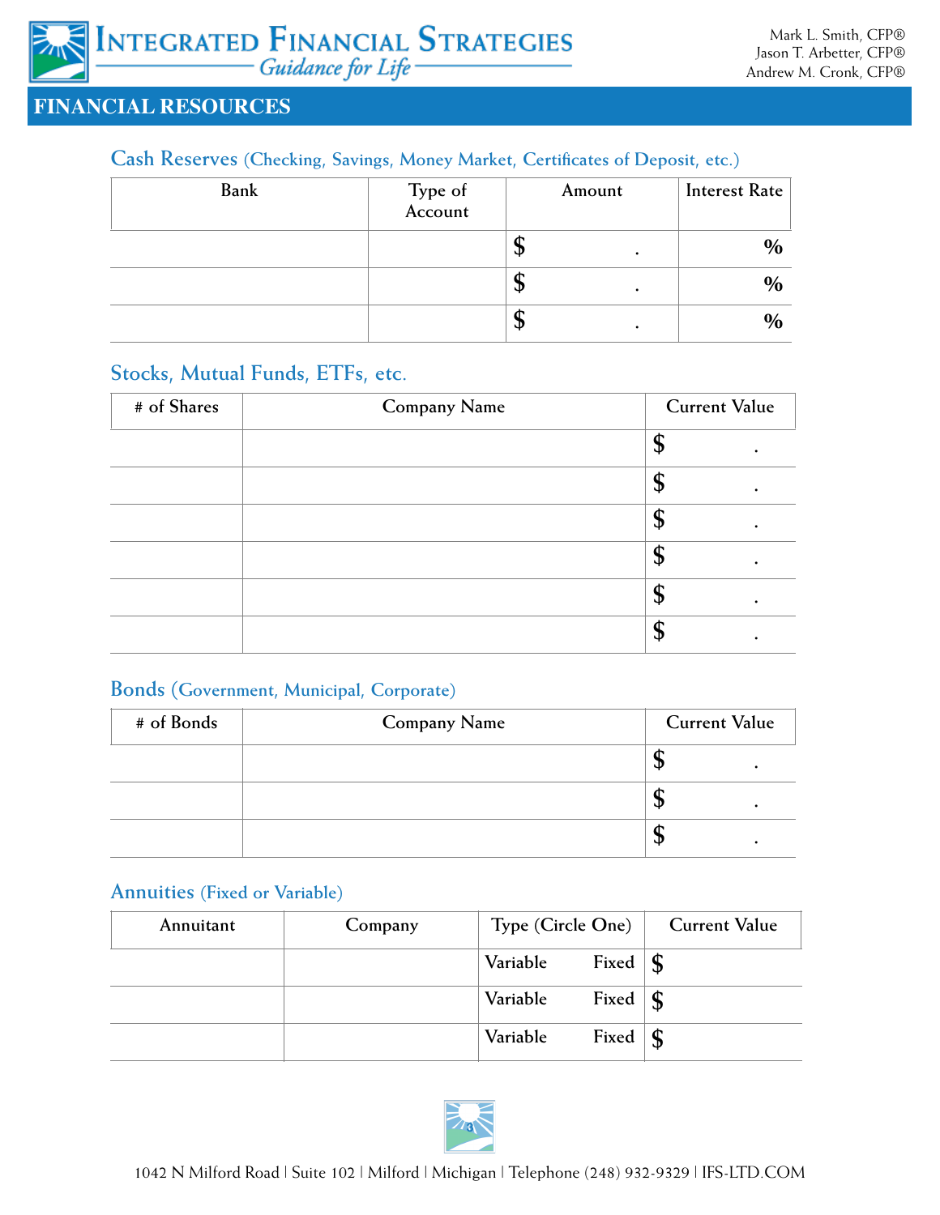# FINANCIAL RESOURCES

## Cash Reserves (Checking, Savings, Money Market, Certificates of Deposit, etc.)

| Bank | Type of Account | Amount | Interest Rate |
|---|---|---|---|
| | | $ . | % |
| | | $ . | % |
| | | $ . | % |

## Stocks, Mutual Funds, ETFs, etc.

| # of Shares | Company Name | Current Value |
|---|---|---|
| | | $ . |
| | | $ . |
| | | $ . |
| | | $ . |
| | | $ . |
| | | $ . |

## Bonds (Government, Municipal, Corporate)

| # of Bonds | Company Name | Current Value |
|---|---|---|
| | | $ . |
| | | $ . |
| | | $ . |

## Annuities (Fixed or Variable)

| Annuitant | Company | Type (Circle One) | Current Value |
|---|---|---|---|
| | | Variable Fixed | $ |
| | | Variable Fixed | $ |
| | | Variable Fixed | $ |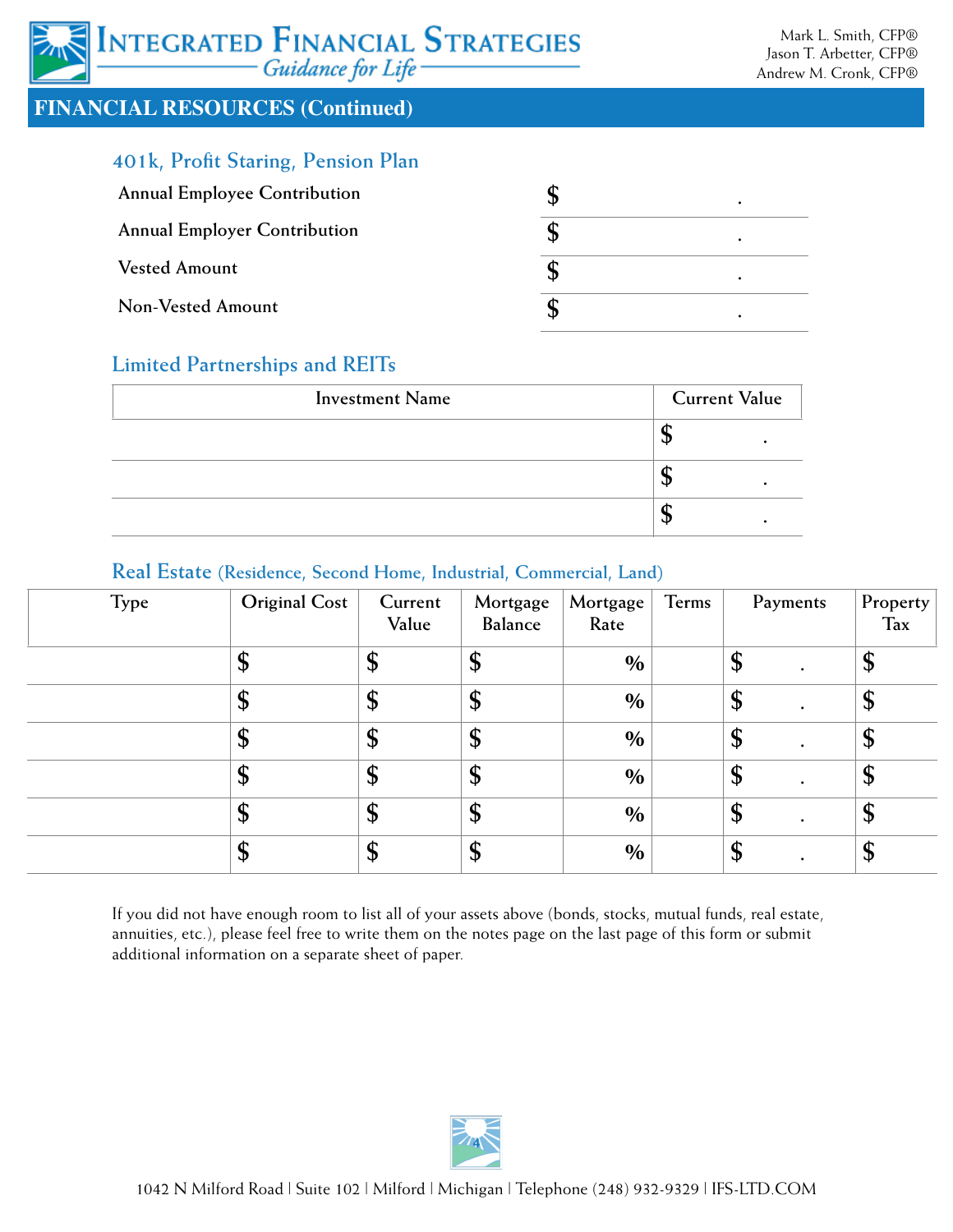## FINANCIAL RESOURCES (Continued)

### 401k, Profit Staring, Pension Plan

| | |
|---|---|
| Annual Employee Contribution | $ . |
| Annual Employer Contribution | $ . |
| Vested Amount | $ . |
| Non-Vested Amount | $ . |

### Limited Partnerships and REITs

| Investment Name | Current Value |
|---|---|
| | $ . |
| | $ . |
| | $ . |

### Real Estate (Residence, Second Home, Industrial, Commercial, Land)

| Type | Original Cost | Current Value | Mortgage Balance | Mortgage Rate | Terms | Payments | Property Tax |
|---|---|---|---|---|---|---|---|
| | $ | $ | $ | % | | $ . | $ |
| | $ | $ | $ | % | | $ . | $ |
| | $ | $ | $ | % | | $ . | $ |
| | $ | $ | $ | % | | $ . | $ |
| | $ | $ | $ | % | | $ . | $ |
| | $ | $ | $ | % | | $ . | $ |

If you did not have enough room to list all of your assets above (bonds, stocks, mutual funds, real estate, annuities, etc.), please feel free to write them on the notes page on the last page of this form or submit additional information on a separate sheet of paper.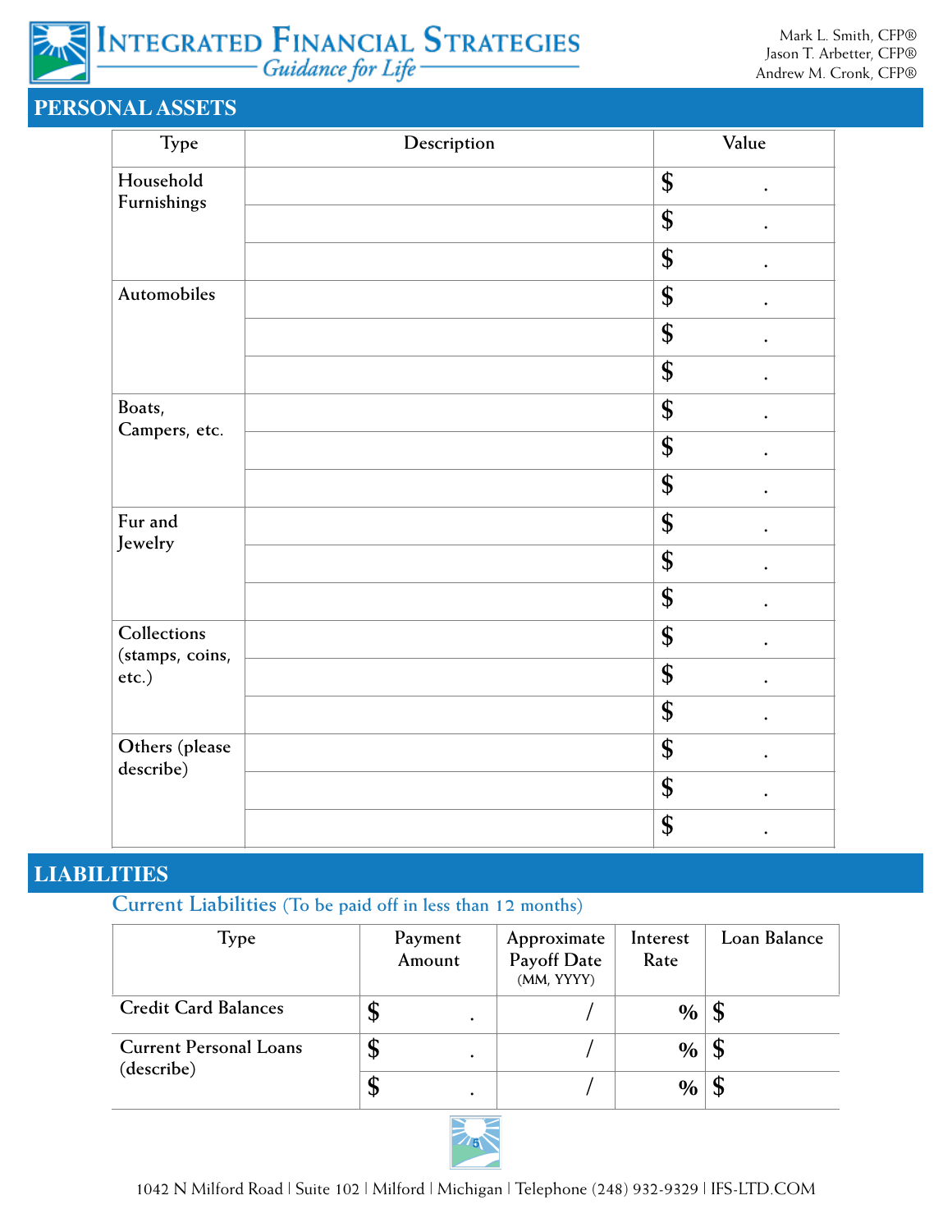# PERSONAL ASSETS

| Type | Description | Value |
|---|---|---|
| Household Furnishings | | $ . |
| | | $ . |
| | | $ . |
| Automobiles | | $ . |
| | | $ . |
| | | $ . |
| Boats, Campers, etc. | | $ . |
| | | $ . |
| | | $ . |
| Fur and Jewelry | | $ . |
| | | $ . |
| | | $ . |
| Collections (stamps, coins, etc.) | | $ . |
| | | $ . |
| | | $ . |
| Others (please describe) | | $ . |
| | | $ . |
| | | $ . |

# LIABILITIES

## Current Liabilities (To be paid off in less than 12 months)

| Type | Payment Amount | Approximate Payoff Date (MM, YYYY) | Interest Rate | Loan Balance |
|---|---|---|---|---|
| Credit Card Balances | $ . | / | % | $ |
| Current Personal Loans (describe) | $ . | / | % | $ |
| | $ . | / | % | $ |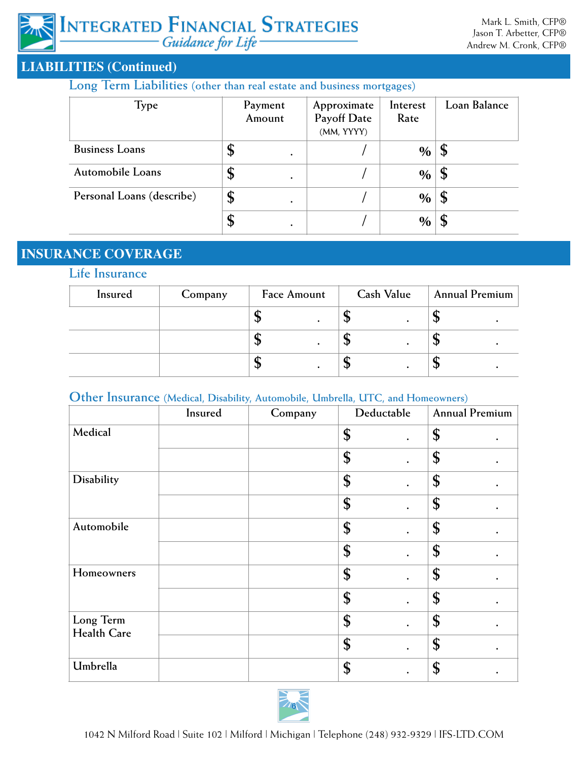## LIABILITIES (Continued)

### Long Term Liabilities (other than real estate and business mortgages)

| Type | Payment Amount | Approximate Payoff Date (MM, YYYY) | Interest Rate | Loan Balance |
|---|---|---|---|---|
| Business Loans | $ . | / | % | $ |
| Automobile Loans | $ . | / | % | $ |
| Personal Loans (describe) | $ . | / | % | $ |
| | $ . | / | % | $ |

## INSURANCE COVERAGE

### Life Insurance

| Insured | Company | Face Amount | Cash Value | Annual Premium |
|---|---|---|---|---|
| | | $ . | $ . | $ . |
| | | $ . | $ . | $ . |
| | | $ . | $ . | $ . |

### Other Insurance (Medical, Disability, Automobile, Umbrella, UTC, and Homeowners)

| | Insured | Company | Deductable | Annual Premium |
|---|---|---|---|---|
| Medical | | | $ . | $ . |
| | | | $ . | $ . |
| Disability | | | $ . | $ . |
| | | | $ . | $ . |
| Automobile | | | $ . | $ . |
| | | | $ . | $ . |
| Homeowners | | | $ . | $ . |
| | | | $ . | $ . |
| Long Term Health Care | | | $ . | $ . |
| | | | $ . | $ . |
| Umbrella | | | $ . | $ . |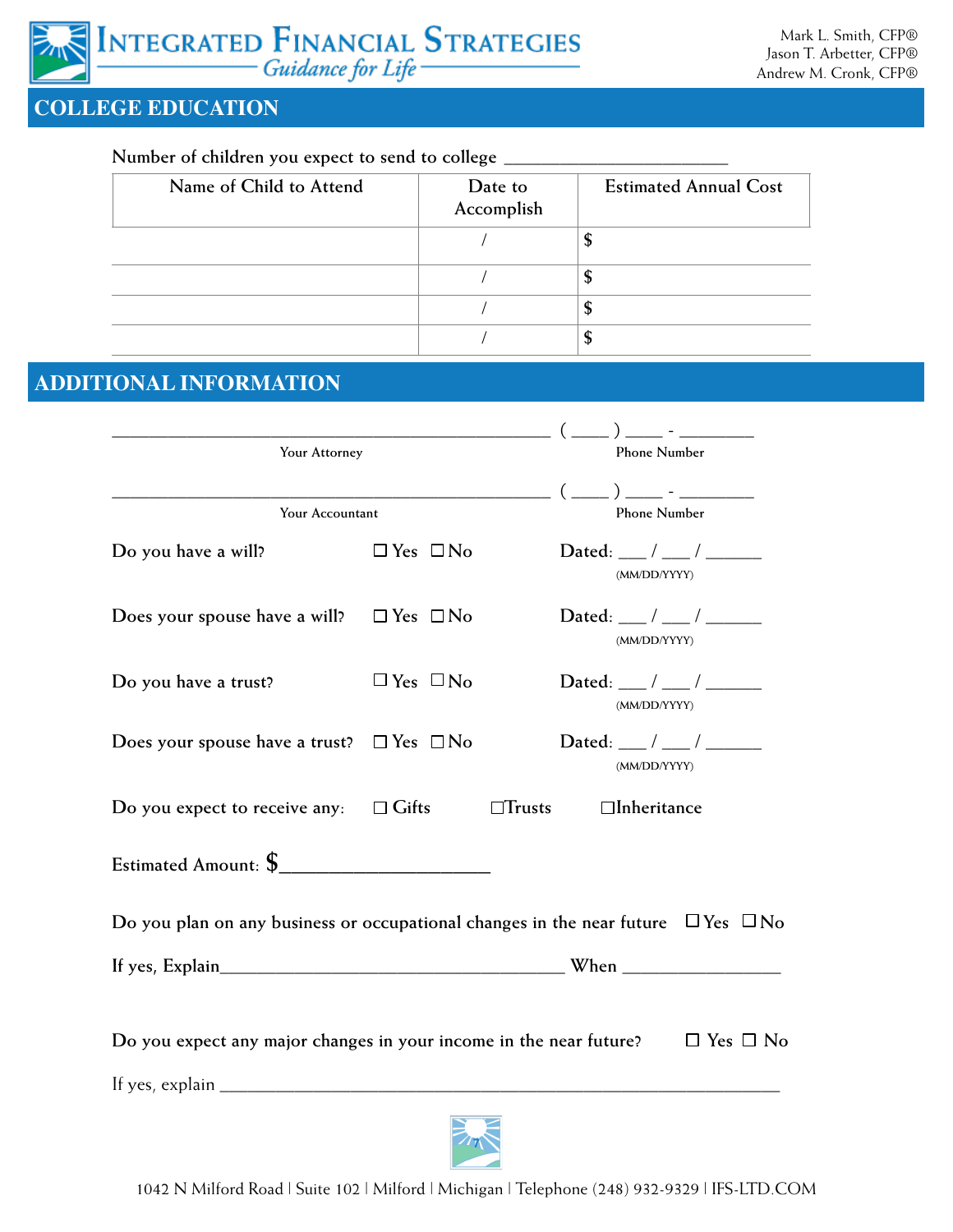# Integrated Financial Strategies
*Guidance for Life*

Mark L. Smith, CFP®
Jason T. Arbetter, CFP®
Andrew M. Cronk, CFP®

## COLLEGE EDUCATION

Number of children you expect to send to college ______________________

| Name of Child to Attend | Date to Accomplish | Estimated Annual Cost |
|---|---|---|
| | / | $ |
| | / | $ |
| | / | $ |
| | / | $ |

## ADDITIONAL INFORMATION

____________________________________________ ( ____ ) ____ - ________
Your Attorney — Phone Number

____________________________________________ ( ____ ) ____ - ________
Your Accountant — Phone Number

Do you have a will? ☐ Yes ☐ No Dated: ___ / ___ / ______ (MM/DD/YYYY)

Does your spouse have a will? ☐ Yes ☐ No Dated: ___ / ___ / ______ (MM/DD/YYYY)

Do you have a trust? ☐ Yes ☐ No Dated: ___ / ___ / ______ (MM/DD/YYYY)

Does your spouse have a trust? ☐ Yes ☐ No Dated: ___ / ___ / ______ (MM/DD/YYYY)

Do you expect to receive any: ☐ Gifts ☐ Trusts ☐ Inheritance

Estimated Amount: $____________________

Do you plan on any business or occupational changes in the near future ☐ Yes ☐ No

If yes, Explain__________________________________ When ______________

Do you expect any major changes in your income in the near future? ☐ Yes ☐ No

If yes, explain ____________________________________________________________

1042 N Milford Road | Suite 102 | Milford | Michigan | Telephone (248) 932-9329 | IFS-LTD.COM